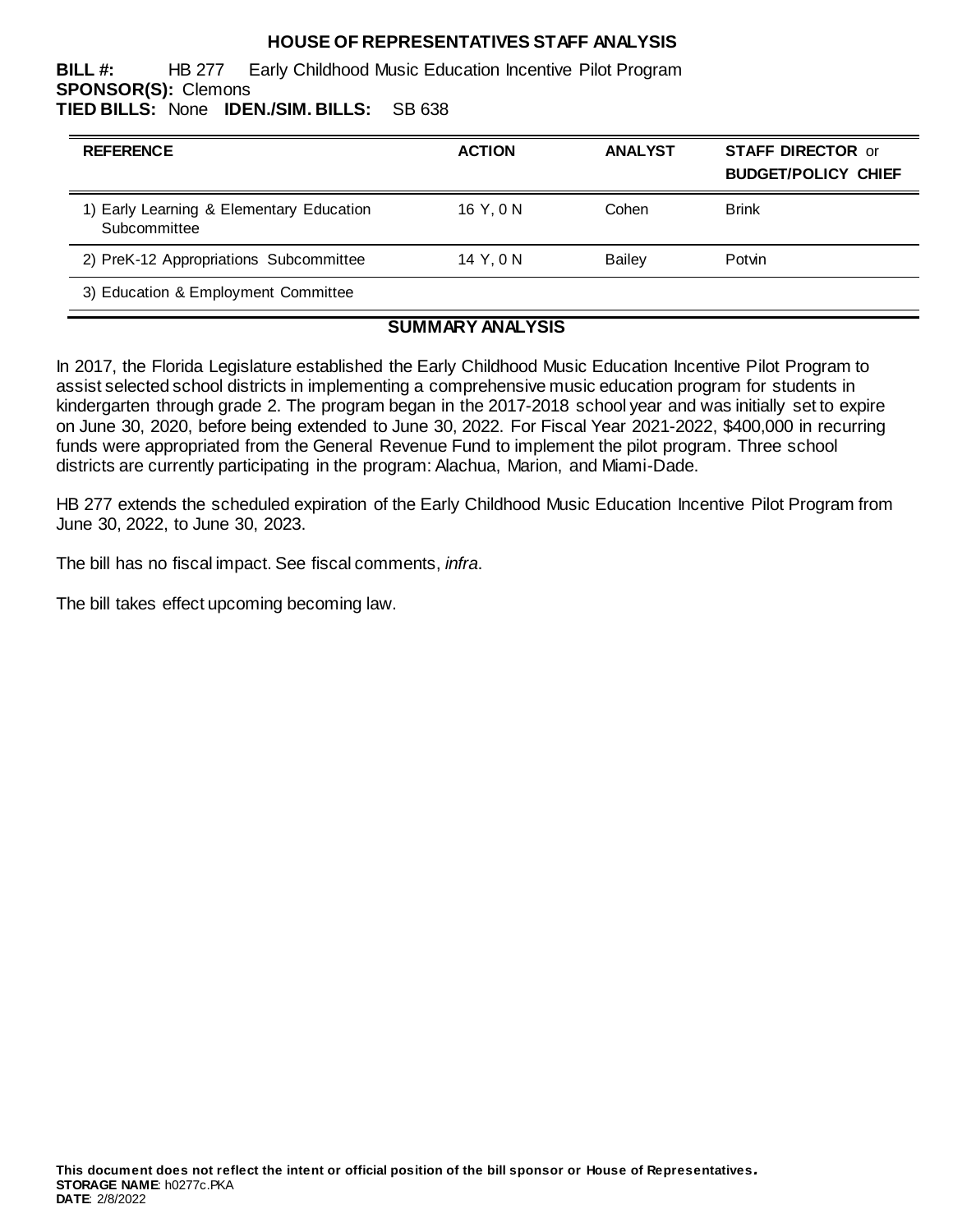# HOUSE OF REPRESENTATIVES STAFF ANALYSIS

**BILL #:** HB 277 Early Childhood Music Education Incentive Pilot Program
**SPONSOR(S):** Clemons
**TIED BILLS:** None **IDEN./SIM. BILLS:** SB 638

| REFERENCE | ACTION | ANALYST | STAFF DIRECTOR or BUDGET/POLICY CHIEF |
|---|---|---|---|
| 1) Early Learning & Elementary Education Subcommittee | 16 Y, 0 N | Cohen | Brink |
| 2) PreK-12 Appropriations Subcommittee | 14 Y, 0 N | Bailey | Potvin |
| 3) Education & Employment Committee | | | |

## SUMMARY ANALYSIS

In 2017, the Florida Legislature established the Early Childhood Music Education Incentive Pilot Program to assist selected school districts in implementing a comprehensive music education program for students in kindergarten through grade 2. The program began in the 2017-2018 school year and was initially set to expire on June 30, 2020, before being extended to June 30, 2022. For Fiscal Year 2021-2022, $400,000 in recurring funds were appropriated from the General Revenue Fund to implement the pilot program. Three school districts are currently participating in the program: Alachua, Marion, and Miami-Dade.

HB 277 extends the scheduled expiration of the Early Childhood Music Education Incentive Pilot Program from June 30, 2022, to June 30, 2023.

The bill has no fiscal impact. See fiscal comments, *infra*.

The bill takes effect upcoming becoming law.

**This document does not reflect the intent or official position of the bill sponsor or House of Representatives.**
**STORAGE NAME**: h0277c.PKA
**DATE**: 2/8/2022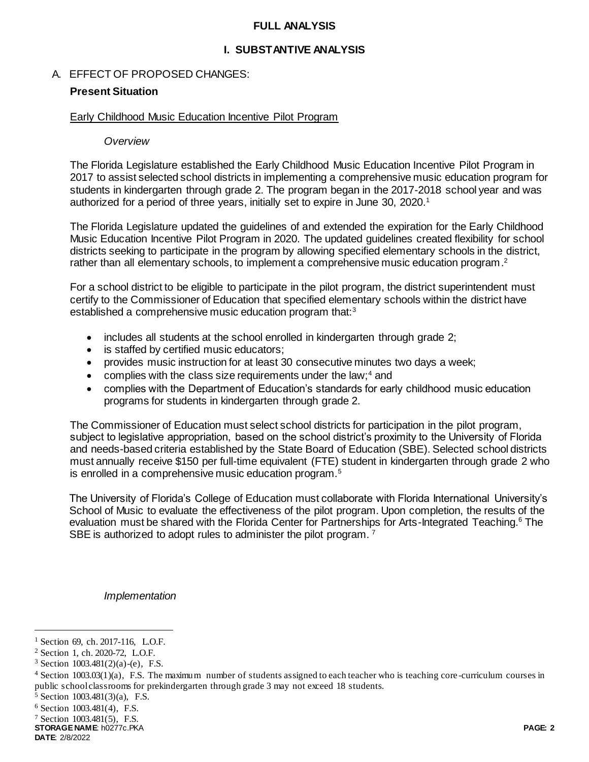# FULL ANALYSIS

## I. SUBSTANTIVE ANALYSIS

### A. EFFECT OF PROPOSED CHANGES:

**Present Situation**

Early Childhood Music Education Incentive Pilot Program

*Overview*

The Florida Legislature established the Early Childhood Music Education Incentive Pilot Program in 2017 to assist selected school districts in implementing a comprehensive music education program for students in kindergarten through grade 2. The program began in the 2017-2018 school year and was authorized for a period of three years, initially set to expire in June 30, 2020.[1]

The Florida Legislature updated the guidelines of and extended the expiration for the Early Childhood Music Education Incentive Pilot Program in 2020. The updated guidelines created flexibility for school districts seeking to participate in the program by allowing specified elementary schools in the district, rather than all elementary schools, to implement a comprehensive music education program.[2]

For a school district to be eligible to participate in the pilot program, the district superintendent must certify to the Commissioner of Education that specified elementary schools within the district have established a comprehensive music education program that:[3]

- includes all students at the school enrolled in kindergarten through grade 2;
- is staffed by certified music educators;
- provides music instruction for at least 30 consecutive minutes two days a week;
- complies with the class size requirements under the law;[4] and
- complies with the Department of Education's standards for early childhood music education programs for students in kindergarten through grade 2.

The Commissioner of Education must select school districts for participation in the pilot program, subject to legislative appropriation, based on the school district's proximity to the University of Florida and needs-based criteria established by the State Board of Education (SBE). Selected school districts must annually receive $150 per full-time equivalent (FTE) student in kindergarten through grade 2 who is enrolled in a comprehensive music education program.[5]

The University of Florida's College of Education must collaborate with Florida International University's School of Music to evaluate the effectiveness of the pilot program. Upon completion, the results of the evaluation must be shared with the Florida Center for Partnerships for Arts-Integrated Teaching.[6] The SBE is authorized to adopt rules to administer the pilot program.[7]

*Implementation*

---

[1] Section 69, ch. 2017-116, L.O.F.

[2] Section 1, ch. 2020-72, L.O.F.

[3] Section 1003.481(2)(a)-(e), F.S.

[4] Section 1003.03(1)(a), F.S. The maximum number of students assigned to each teacher who is teaching core-curriculum courses in public school classrooms for prekindergarten through grade 3 may not exceed 18 students.

[5] Section 1003.481(3)(a), F.S.

[6] Section 1003.481(4), F.S.

[7] Section 1003.481(5), F.S.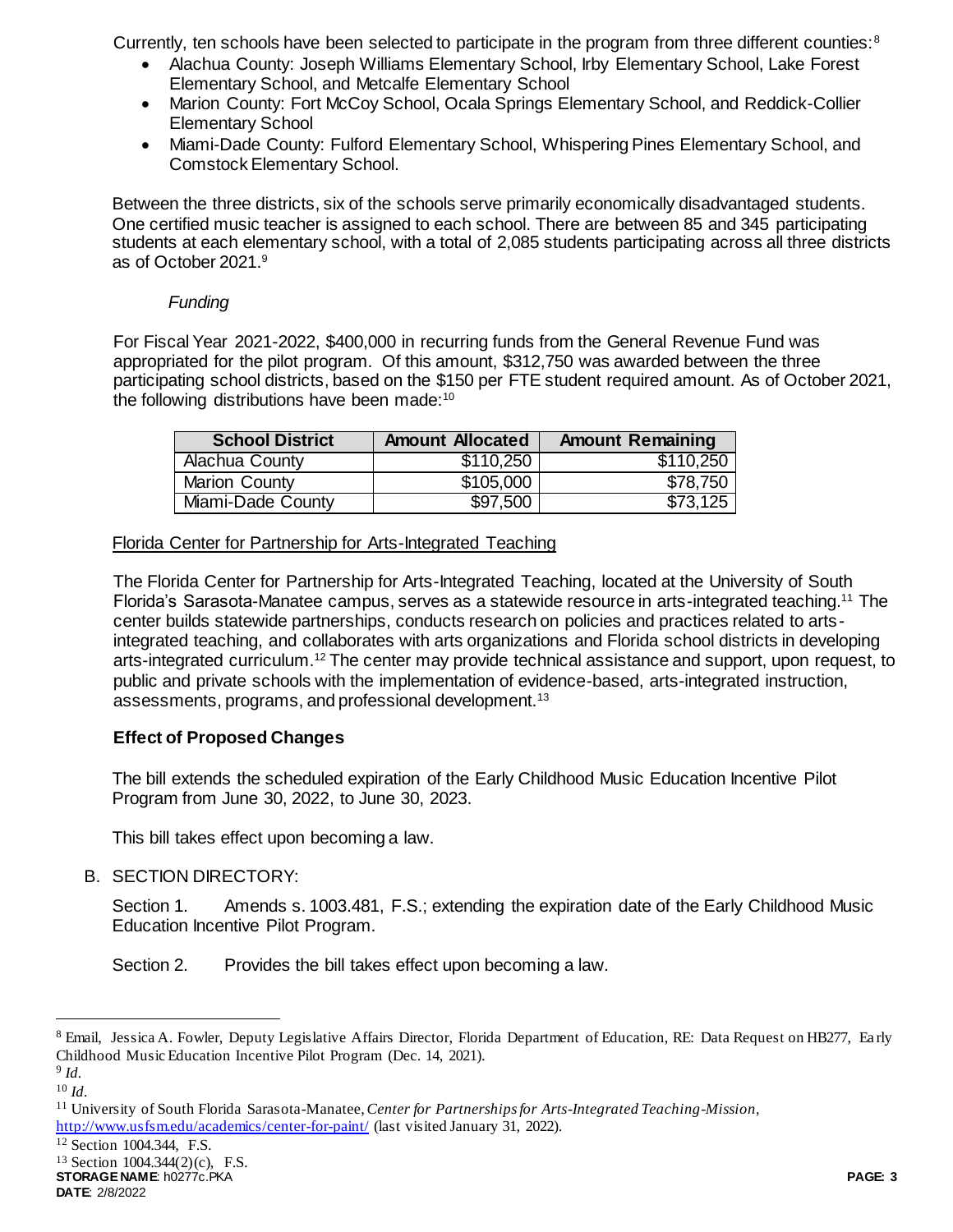Currently, ten schools have been selected to participate in the program from three different counties:[8]

- Alachua County: Joseph Williams Elementary School, Irby Elementary School, Lake Forest Elementary School, and Metcalfe Elementary School
- Marion County: Fort McCoy School, Ocala Springs Elementary School, and Reddick-Collier Elementary School
- Miami-Dade County: Fulford Elementary School, Whispering Pines Elementary School, and Comstock Elementary School.

Between the three districts, six of the schools serve primarily economically disadvantaged students. One certified music teacher is assigned to each school. There are between 85 and 345 participating students at each elementary school, with a total of 2,085 students participating across all three districts as of October 2021.[9]

*Funding*

For Fiscal Year 2021-2022, $400,000 in recurring funds from the General Revenue Fund was appropriated for the pilot program. Of this amount, $312,750 was awarded between the three participating school districts, based on the $150 per FTE student required amount. As of October 2021, the following distributions have been made:[10]

| School District | Amount Allocated | Amount Remaining |
|---|---|---|
| Alachua County | $110,250 | $110,250 |
| Marion County | $105,000 | $78,750 |
| Miami-Dade County | $97,500 | $73,125 |

Florida Center for Partnership for Arts-Integrated Teaching

The Florida Center for Partnership for Arts-Integrated Teaching, located at the University of South Florida's Sarasota-Manatee campus, serves as a statewide resource in arts-integrated teaching.[11] The center builds statewide partnerships, conducts research on policies and practices related to arts-integrated teaching, and collaborates with arts organizations and Florida school districts in developing arts-integrated curriculum.[12] The center may provide technical assistance and support, upon request, to public and private schools with the implementation of evidence-based, arts-integrated instruction, assessments, programs, and professional development.[13]

**Effect of Proposed Changes**

The bill extends the scheduled expiration of the Early Childhood Music Education Incentive Pilot Program from June 30, 2022, to June 30, 2023.

This bill takes effect upon becoming a law.

B. SECTION DIRECTORY:

Section 1. Amends s. 1003.481, F.S.; extending the expiration date of the Early Childhood Music Education Incentive Pilot Program.

Section 2. Provides the bill takes effect upon becoming a law.

---

[8] Email, Jessica A. Fowler, Deputy Legislative Affairs Director, Florida Department of Education, RE: Data Request on HB277, Early Childhood Music Education Incentive Pilot Program (Dec. 14, 2021).

[9] *Id*.

[10] *Id*.

[11] University of South Florida Sarasota-Manatee, *Center for Partnerships for Arts-Integrated Teaching-Mission*, http://www.usfsm.edu/academics/center-for-paint/ (last visited January 31, 2022).

[12] Section 1004.344, F.S.

[13] Section 1004.344(2)(c), F.S.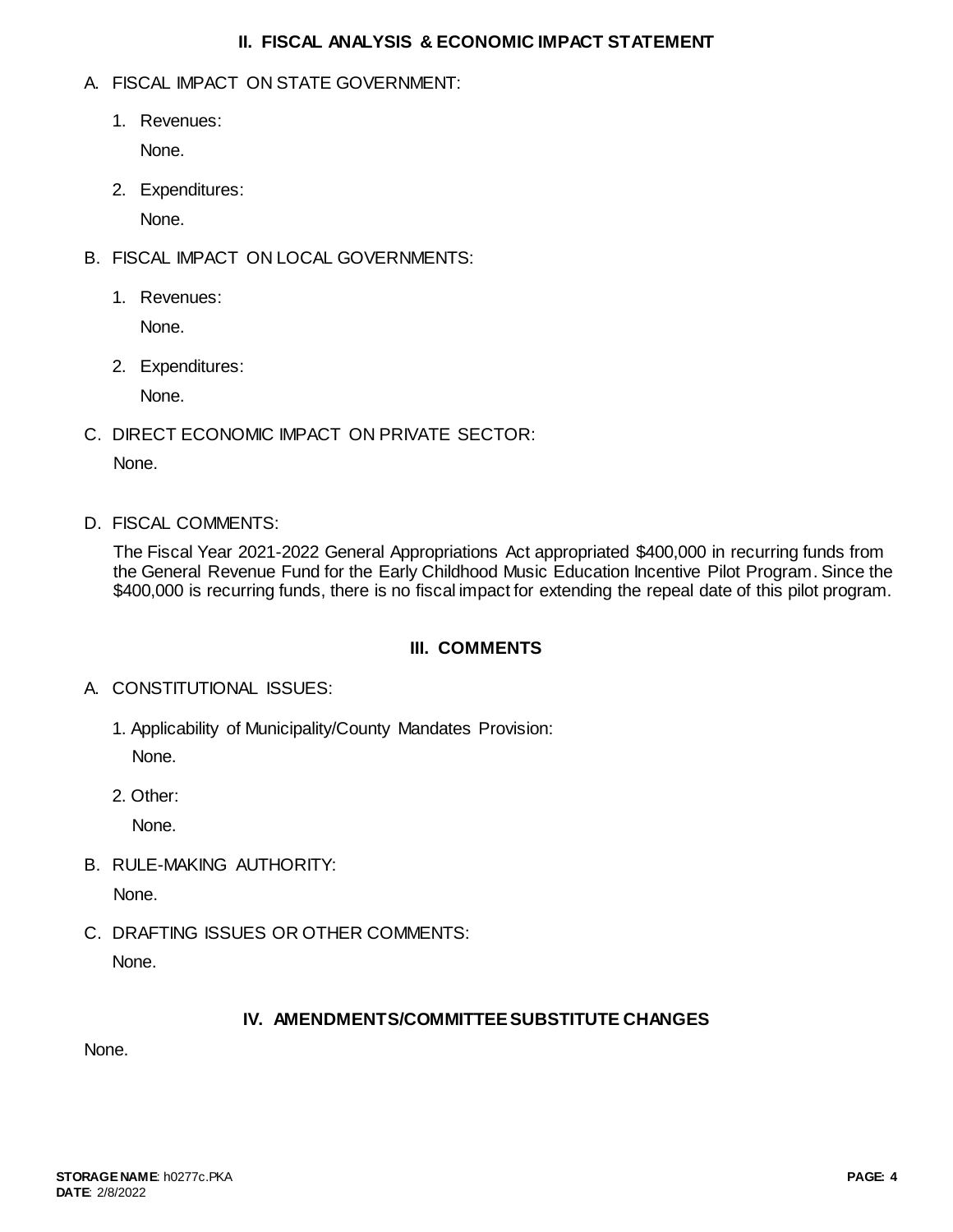## II. FISCAL ANALYSIS & ECONOMIC IMPACT STATEMENT

A. FISCAL IMPACT ON STATE GOVERNMENT:

1. Revenues:

   None.

2. Expenditures:

   None.

B. FISCAL IMPACT ON LOCAL GOVERNMENTS:

1. Revenues:

   None.

2. Expenditures:

   None.

C. DIRECT ECONOMIC IMPACT ON PRIVATE SECTOR:

None.

D. FISCAL COMMENTS:

The Fiscal Year 2021-2022 General Appropriations Act appropriated $400,000 in recurring funds from the General Revenue Fund for the Early Childhood Music Education Incentive Pilot Program. Since the $400,000 is recurring funds, there is no fiscal impact for extending the repeal date of this pilot program.

## III. COMMENTS

A. CONSTITUTIONAL ISSUES:

1. Applicability of Municipality/County Mandates Provision:

   None.

2. Other:

   None.

B. RULE-MAKING AUTHORITY:

None.

C. DRAFTING ISSUES OR OTHER COMMENTS:

None.

## IV. AMENDMENTS/COMMITTEE SUBSTITUTE CHANGES

None.